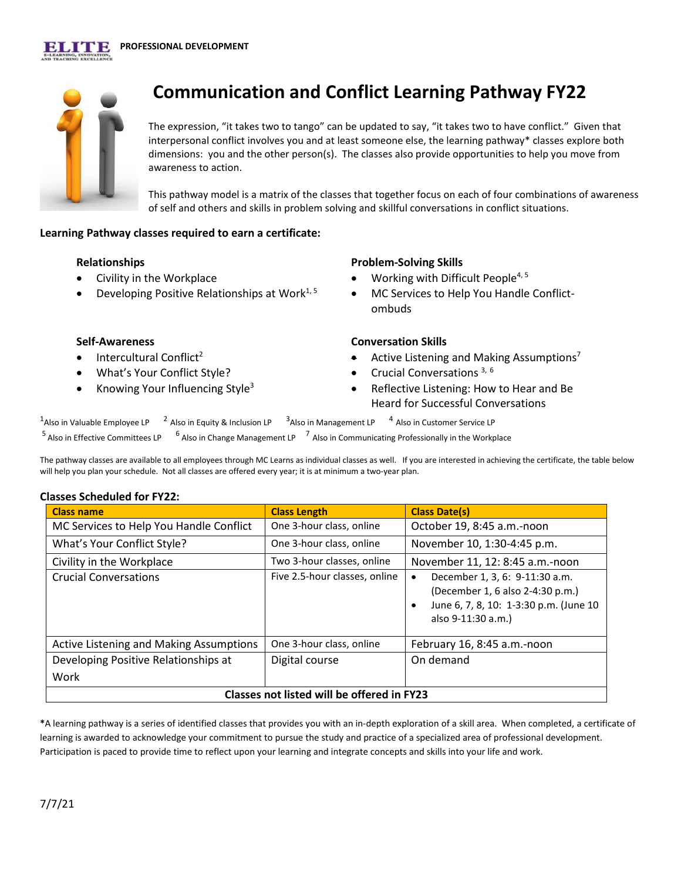ELITE E-LEARNING, INNOVATION, AND TEACHING EXCELLENCE **PROFESSIONAL DEVELOPMENT**

# Communication and Conflict Learning Pathway FY22

The expression, "it takes two to tango" can be updated to say, "it takes two to have conflict." Given that interpersonal conflict involves you and at least someone else, the learning pathway* classes explore both dimensions: you and the other person(s). The classes also provide opportunities to help you move from awareness to action.

This pathway model is a matrix of the classes that together focus on each of four combinations of awareness of self and others and skills in problem solving and skillful conversations in conflict situations.

**Learning Pathway classes required to earn a certificate:**

**Relationships**

- Civility in the Workplace
- Developing Positive Relationships at Work[1, 5]

**Problem-Solving Skills**

- Working with Difficult People[4, 5]
- MC Services to Help You Handle Conflict-ombuds

**Self-Awareness**

- Intercultural Conflict[2]
- What's Your Conflict Style?
- Knowing Your Influencing Style[3]

**Conversation Skills**

- Active Listening and Making Assumptions[7]
- Crucial Conversations [3, 6]
- Reflective Listening: How to Hear and Be Heard for Successful Conversations

[1]Also in Valuable Employee LP [2] Also in Equity & Inclusion LP [3]Also in Management LP [4] Also in Customer Service LP
[5] Also in Effective Committees LP [6] Also in Change Management LP [7] Also in Communicating Professionally in the Workplace

The pathway classes are available to all employees through MC Learns as individual classes as well. If you are interested in achieving the certificate, the table below will help you plan your schedule. Not all classes are offered every year; it is at minimum a two-year plan.

**Classes Scheduled for FY22:**

| Class name | Class Length | Class Date(s) |
|---|---|---|
| MC Services to Help You Handle Conflict | One 3-hour class, online | October 19, 8:45 a.m.-noon |
| What's Your Conflict Style? | One 3-hour class, online | November 10, 1:30-4:45 p.m. |
| Civility in the Workplace | Two 3-hour classes, online | November 11, 12: 8:45 a.m.-noon |
| Crucial Conversations | Five 2.5-hour classes, online | • December 1, 3, 6: 9-11:30 a.m. (December 1, 6 also 2-4:30 p.m.) • June 6, 7, 8, 10: 1-3:30 p.m. (June 10 also 9-11:30 a.m.) |
| Active Listening and Making Assumptions | One 3-hour class, online | February 16, 8:45 a.m.-noon |
| Developing Positive Relationships at Work | Digital course | On demand |
| **Classes not listed will be offered in FY23** | | |

***A learning pathway** is a series of identified classes that provides you with an in-depth exploration of a skill area. When completed, a certificate of learning is awarded to acknowledge your commitment to pursue the study and practice of a specialized area of professional development. Participation is paced to provide time to reflect upon your learning and integrate concepts and skills into your life and work.

7/7/21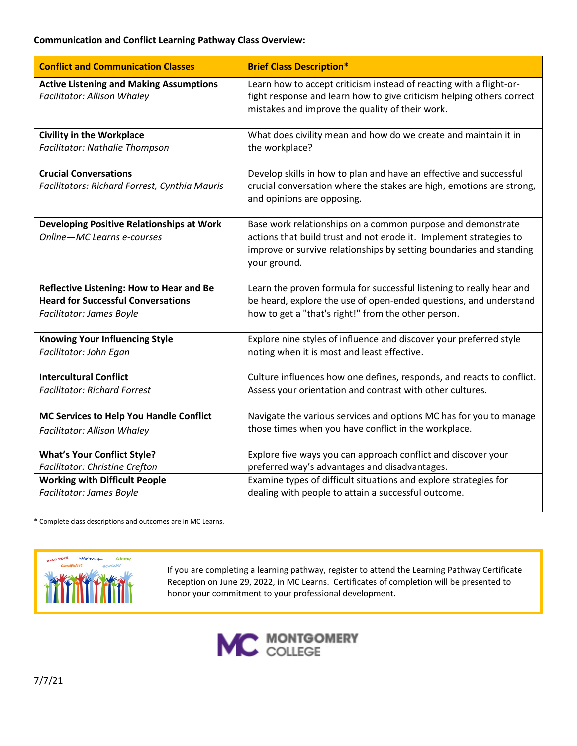**Communication and Conflict Learning Pathway Class Overview:**

| Conflict and Communication Classes | Brief Class Description* |
| --- | --- |
| **Active Listening and Making Assumptions**<br>*Facilitator: Allison Whaley* | Learn how to accept criticism instead of reacting with a flight-or-fight response and learn how to give criticism helping others correct mistakes and improve the quality of their work. |
| **Civility in the Workplace**<br>*Facilitator: Nathalie Thompson* | What does civility mean and how do we create and maintain it in the workplace? |
| **Crucial Conversations**<br>*Facilitators: Richard Forrest, Cynthia Mauris* | Develop skills in how to plan and have an effective and successful crucial conversation where the stakes are high, emotions are strong, and opinions are opposing. |
| **Developing Positive Relationships at Work**<br>*Online—MC Learns e-courses* | Base work relationships on a common purpose and demonstrate actions that build trust and not erode it. Implement strategies to improve or survive relationships by setting boundaries and standing your ground. |
| **Reflective Listening: How to Hear and Be Heard for Successful Conversations**<br>*Facilitator: James Boyle* | Learn the proven formula for successful listening to really hear and be heard, explore the use of open-ended questions, and understand how to get a "that's right!" from the other person. |
| **Knowing Your Influencing Style**<br>*Facilitator: John Egan* | Explore nine styles of influence and discover your preferred style noting when it is most and least effective. |
| **Intercultural Conflict**<br>*Facilitator: Richard Forrest* | Culture influences how one defines, responds, and reacts to conflict. Assess your orientation and contrast with other cultures. |
| **MC Services to Help You Handle Conflict**<br>*Facilitator: Allison Whaley* | Navigate the various services and options MC has for you to manage those times when you have conflict in the workplace. |
| **What's Your Conflict Style?**<br>*Facilitator: Christine Crefton* | Explore five ways you can approach conflict and discover your preferred way's advantages and disadvantages. |
| **Working with Difficult People**<br>*Facilitator: James Boyle* | Examine types of difficult situations and explore strategies for dealing with people to attain a successful outcome. |

* Complete class descriptions and outcomes are in MC Learns.

If you are completing a learning pathway, register to attend the Learning Pathway Certificate Reception on June 29, 2022, in MC Learns. Certificates of completion will be presented to honor your commitment to your professional development.

MONTGOMERY COLLEGE

7/7/21